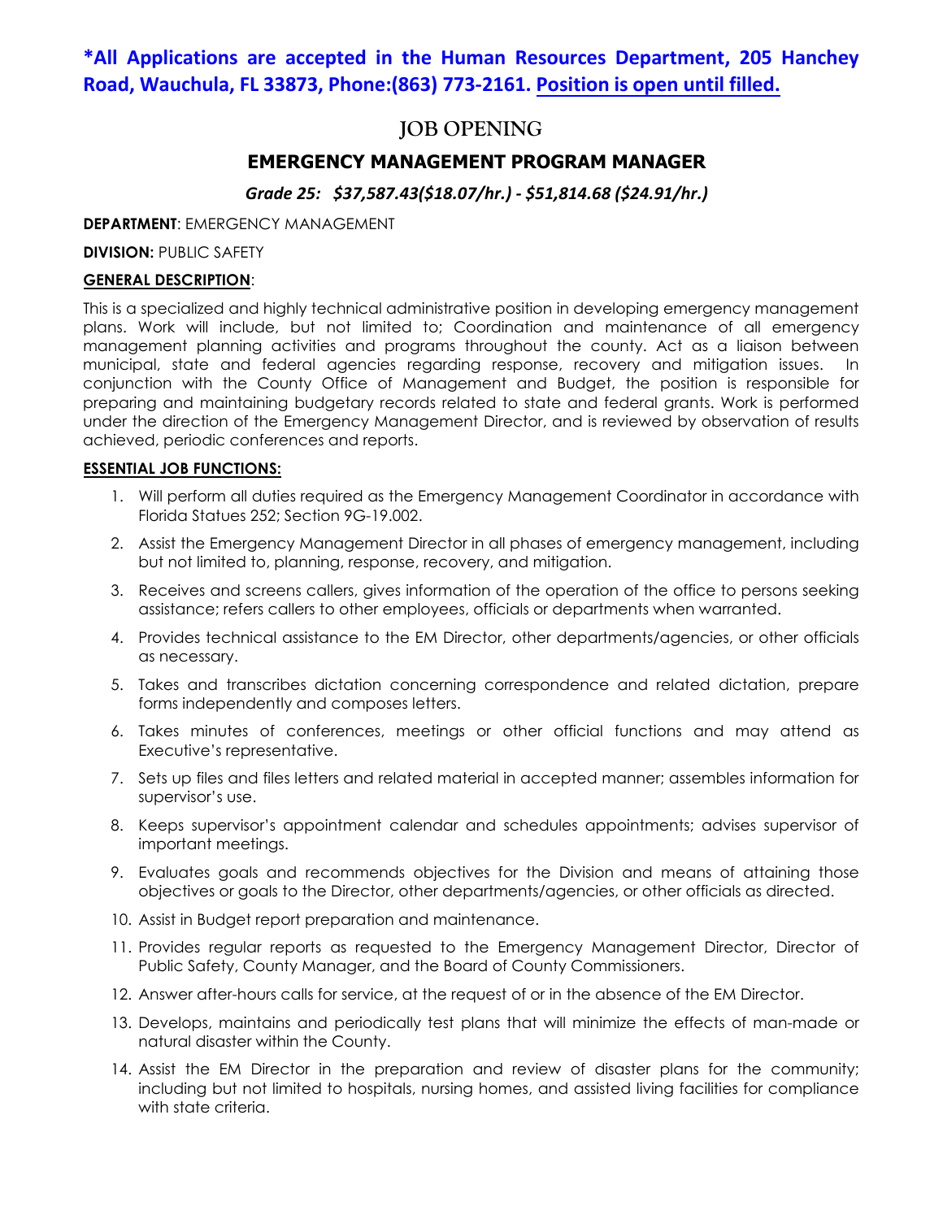**\*All Applications are accepted in the Human Resources Department, 205 Hanchey Road, Wauchula, FL 33873, Phone:(863) 773-2161. Position is open until filled.**

# JOB OPENING

## EMERGENCY MANAGEMENT PROGRAM MANAGER

***Grade 25: $37,587.43($18.07/hr.) - $51,814.68 ($24.91/hr.)***

**DEPARTMENT**: EMERGENCY MANAGEMENT

**DIVISION:** PUBLIC SAFETY

**GENERAL DESCRIPTION**:

This is a specialized and highly technical administrative position in developing emergency management plans. Work will include, but not limited to; Coordination and maintenance of all emergency management planning activities and programs throughout the county. Act as a liaison between municipal, state and federal agencies regarding response, recovery and mitigation issues. In conjunction with the County Office of Management and Budget, the position is responsible for preparing and maintaining budgetary records related to state and federal grants. Work is performed under the direction of the Emergency Management Director, and is reviewed by observation of results achieved, periodic conferences and reports.

**ESSENTIAL JOB FUNCTIONS:**

1. Will perform all duties required as the Emergency Management Coordinator in accordance with Florida Statues 252; Section 9G-19.002.
2. Assist the Emergency Management Director in all phases of emergency management, including but not limited to, planning, response, recovery, and mitigation.
3. Receives and screens callers, gives information of the operation of the office to persons seeking assistance; refers callers to other employees, officials or departments when warranted.
4. Provides technical assistance to the EM Director, other departments/agencies, or other officials as necessary.
5. Takes and transcribes dictation concerning correspondence and related dictation, prepare forms independently and composes letters.
6. Takes minutes of conferences, meetings or other official functions and may attend as Executive's representative.
7. Sets up files and files letters and related material in accepted manner; assembles information for supervisor's use.
8. Keeps supervisor's appointment calendar and schedules appointments; advises supervisor of important meetings.
9. Evaluates goals and recommends objectives for the Division and means of attaining those objectives or goals to the Director, other departments/agencies, or other officials as directed.
10. Assist in Budget report preparation and maintenance.
11. Provides regular reports as requested to the Emergency Management Director, Director of Public Safety, County Manager, and the Board of County Commissioners.
12. Answer after-hours calls for service, at the request of or in the absence of the EM Director.
13. Develops, maintains and periodically test plans that will minimize the effects of man-made or natural disaster within the County.
14. Assist the EM Director in the preparation and review of disaster plans for the community; including but not limited to hospitals, nursing homes, and assisted living facilities for compliance with state criteria.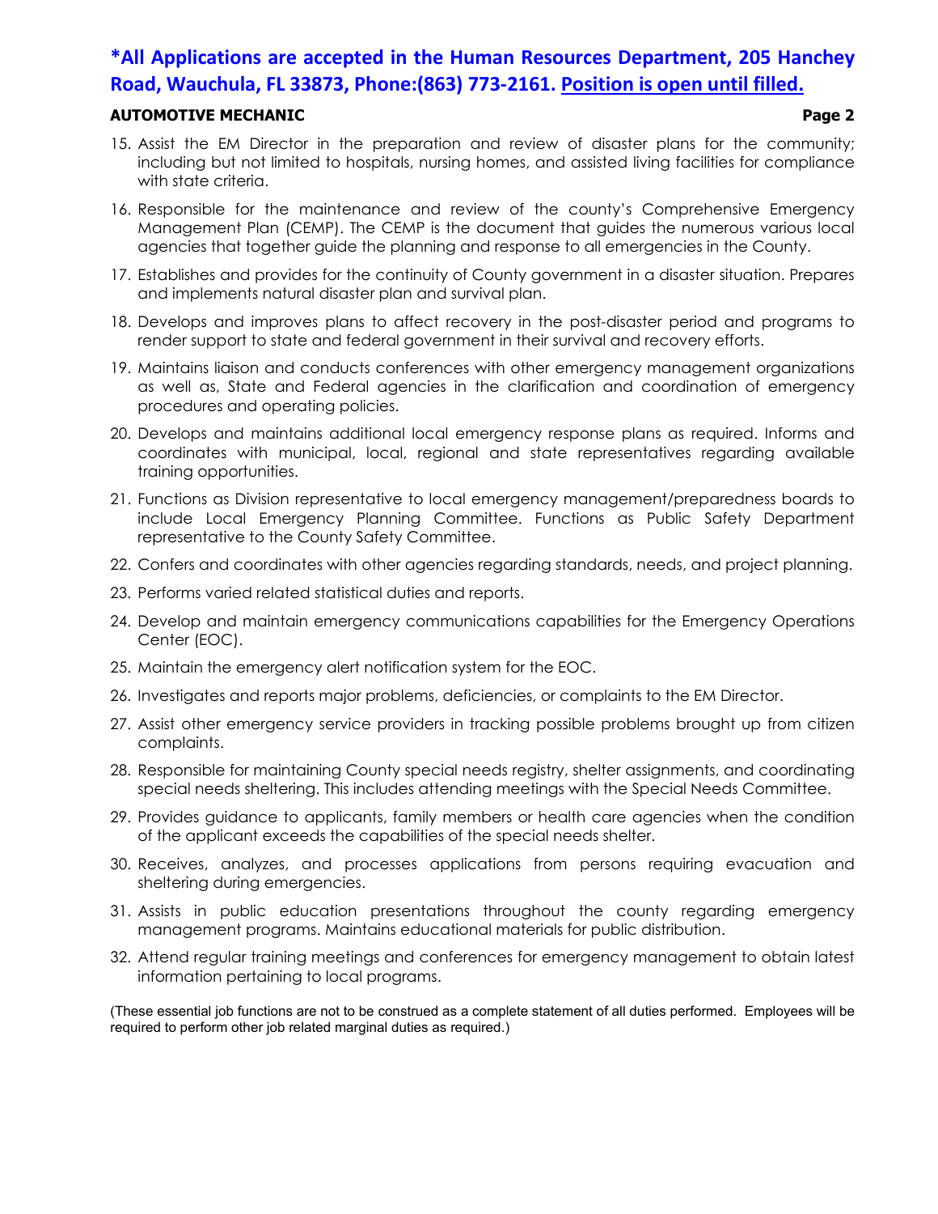15. Assist the EM Director in the preparation and review of disaster plans for the community; including but not limited to hospitals, nursing homes, and assisted living facilities for compliance with state criteria.
16. Responsible for the maintenance and review of the county's Comprehensive Emergency Management Plan (CEMP). The CEMP is the document that guides the numerous various local agencies that together guide the planning and response to all emergencies in the County.
17. Establishes and provides for the continuity of County government in a disaster situation. Prepares and implements natural disaster plan and survival plan.
18. Develops and improves plans to affect recovery in the post-disaster period and programs to render support to state and federal government in their survival and recovery efforts.
19. Maintains liaison and conducts conferences with other emergency management organizations as well as, State and Federal agencies in the clarification and coordination of emergency procedures and operating policies.
20. Develops and maintains additional local emergency response plans as required. Informs and coordinates with municipal, local, regional and state representatives regarding available training opportunities.
21. Functions as Division representative to local emergency management/preparedness boards to include Local Emergency Planning Committee. Functions as Public Safety Department representative to the County Safety Committee.
22. Confers and coordinates with other agencies regarding standards, needs, and project planning.
23. Performs varied related statistical duties and reports.
24. Develop and maintain emergency communications capabilities for the Emergency Operations Center (EOC).
25. Maintain the emergency alert notification system for the EOC.
26. Investigates and reports major problems, deficiencies, or complaints to the EM Director.
27. Assist other emergency service providers in tracking possible problems brought up from citizen complaints.
28. Responsible for maintaining County special needs registry, shelter assignments, and coordinating special needs sheltering. This includes attending meetings with the Special Needs Committee.
29. Provides guidance to applicants, family members or health care agencies when the condition of the applicant exceeds the capabilities of the special needs shelter.
30. Receives, analyzes, and processes applications from persons requiring evacuation and sheltering during emergencies.
31. Assists in public education presentations throughout the county regarding emergency management programs. Maintains educational materials for public distribution.
32. Attend regular training meetings and conferences for emergency management to obtain latest information pertaining to local programs.

(These essential job functions are not to be construed as a complete statement of all duties performed. Employees will be required to perform other job related marginal duties as required.)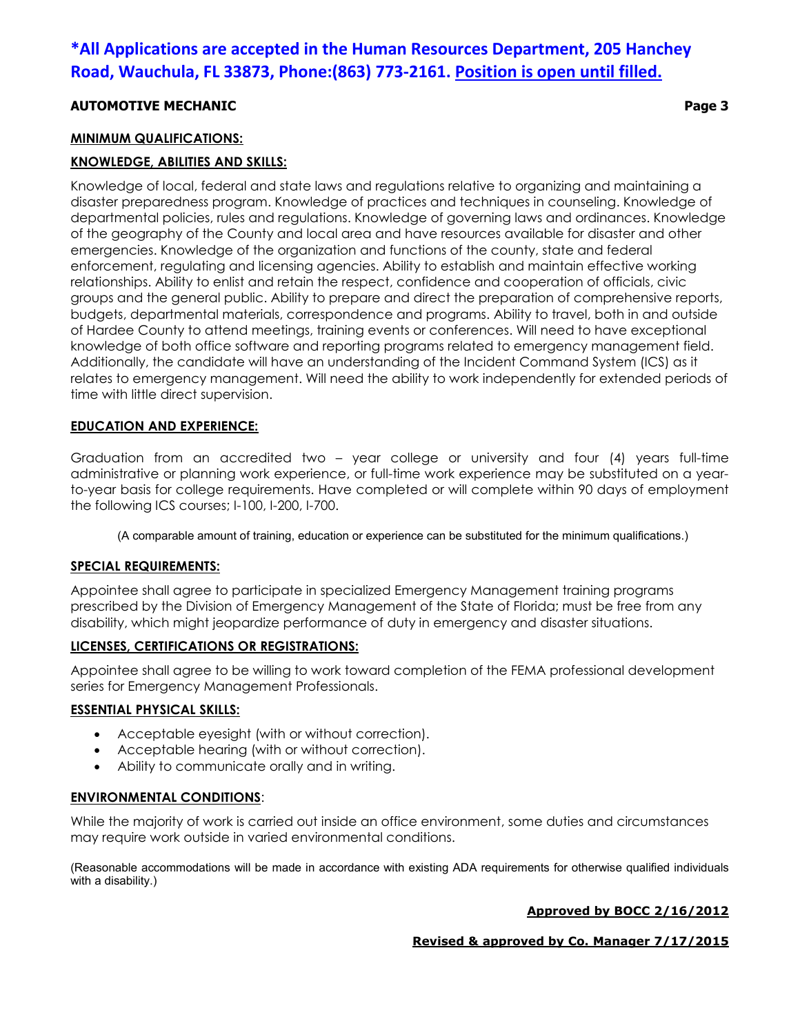**\*All Applications are accepted in the Human Resources Department, 205 Hanchey Road, Wauchula, FL 33873, Phone:(863) 773-2161. Position is open until filled.**

**AUTOMOTIVE MECHANIC**

**MINIMUM QUALIFICATIONS:**

**KNOWLEDGE, ABILITIES AND SKILLS:**

Knowledge of local, federal and state laws and regulations relative to organizing and maintaining a disaster preparedness program. Knowledge of practices and techniques in counseling. Knowledge of departmental policies, rules and regulations. Knowledge of governing laws and ordinances. Knowledge of the geography of the County and local area and have resources available for disaster and other emergencies. Knowledge of the organization and functions of the county, state and federal enforcement, regulating and licensing agencies. Ability to establish and maintain effective working relationships. Ability to enlist and retain the respect, confidence and cooperation of officials, civic groups and the general public. Ability to prepare and direct the preparation of comprehensive reports, budgets, departmental materials, correspondence and programs. Ability to travel, both in and outside of Hardee County to attend meetings, training events or conferences. Will need to have exceptional knowledge of both office software and reporting programs related to emergency management field. Additionally, the candidate will have an understanding of the Incident Command System (ICS) as it relates to emergency management. Will need the ability to work independently for extended periods of time with little direct supervision.

**EDUCATION AND EXPERIENCE:**

Graduation from an accredited two – year college or university and four (4) years full-time administrative or planning work experience, or full-time work experience may be substituted on a year-to-year basis for college requirements. Have completed or will complete within 90 days of employment the following ICS courses; I-100, I-200, I-700.

(A comparable amount of training, education or experience can be substituted for the minimum qualifications.)

**SPECIAL REQUIREMENTS:**

Appointee shall agree to participate in specialized Emergency Management training programs prescribed by the Division of Emergency Management of the State of Florida; must be free from any disability, which might jeopardize performance of duty in emergency and disaster situations.

**LICENSES, CERTIFICATIONS OR REGISTRATIONS:**

Appointee shall agree to be willing to work toward completion of the FEMA professional development series for Emergency Management Professionals.

**ESSENTIAL PHYSICAL SKILLS:**

- Acceptable eyesight (with or without correction).
- Acceptable hearing (with or without correction).
- Ability to communicate orally and in writing.

**ENVIRONMENTAL CONDITIONS**:

While the majority of work is carried out inside an office environment, some duties and circumstances may require work outside in varied environmental conditions.

(Reasonable accommodations will be made in accordance with existing ADA requirements for otherwise qualified individuals with a disability.)

**Approved by BOCC 2/16/2012**

**Revised & approved by Co. Manager 7/17/2015**